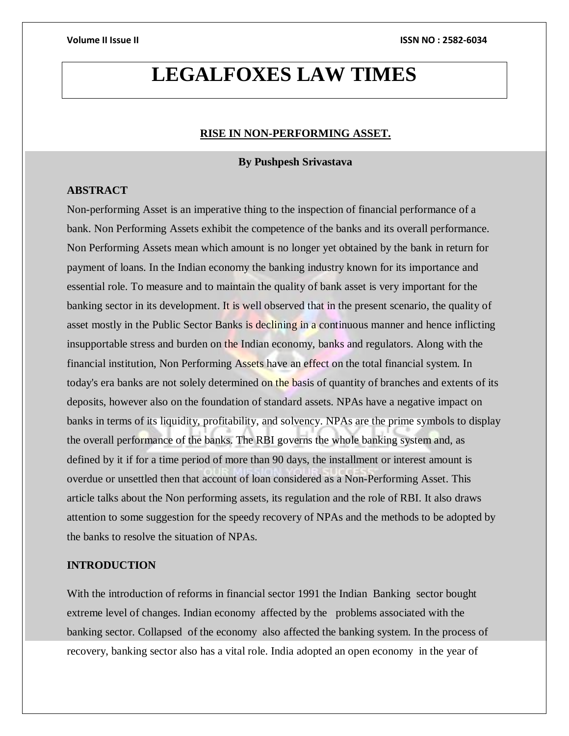# LEGALFOXES LAW TIMES

## RISE IN NON-PERFORMING ASSET.

**By Pushpesh Srivastava**

### ABSTRACT

Non-performing Asset is an imperative thing to the inspection of financial performance of a bank. Non Performing Assets exhibit the competence of the banks and its overall performance. Non Performing Assets mean which amount is no longer yet obtained by the bank in return for payment of loans. In the Indian economy the banking industry known for its importance and essential role. To measure and to maintain the quality of bank asset is very important for the banking sector in its development. It is well observed that in the present scenario, the quality of asset mostly in the Public Sector Banks is declining in a continuous manner and hence inflicting insupportable stress and burden on the Indian economy, banks and regulators. Along with the financial institution, Non Performing Assets have an effect on the total financial system. In today's era banks are not solely determined on the basis of quantity of branches and extents of its deposits, however also on the foundation of standard assets. NPAs have a negative impact on banks in terms of its liquidity, profitability, and solvency. NPAs are the prime symbols to display the overall performance of the banks. The RBI governs the whole banking system and, as defined by it if for a time period of more than 90 days, the installment or interest amount is overdue or unsettled then that account of loan considered as a Non-Performing Asset. This article talks about the Non performing assets, its regulation and the role of RBI. It also draws attention to some suggestion for the speedy recovery of NPAs and the methods to be adopted by the banks to resolve the situation of NPAs.

### INTRODUCTION

With the introduction of reforms in financial sector 1991 the Indian Banking sector bought extreme level of changes. Indian economy affected by the problems associated with the banking sector. Collapsed of the economy also affected the banking system. In the process of recovery, banking sector also has a vital role. India adopted an open economy in the year of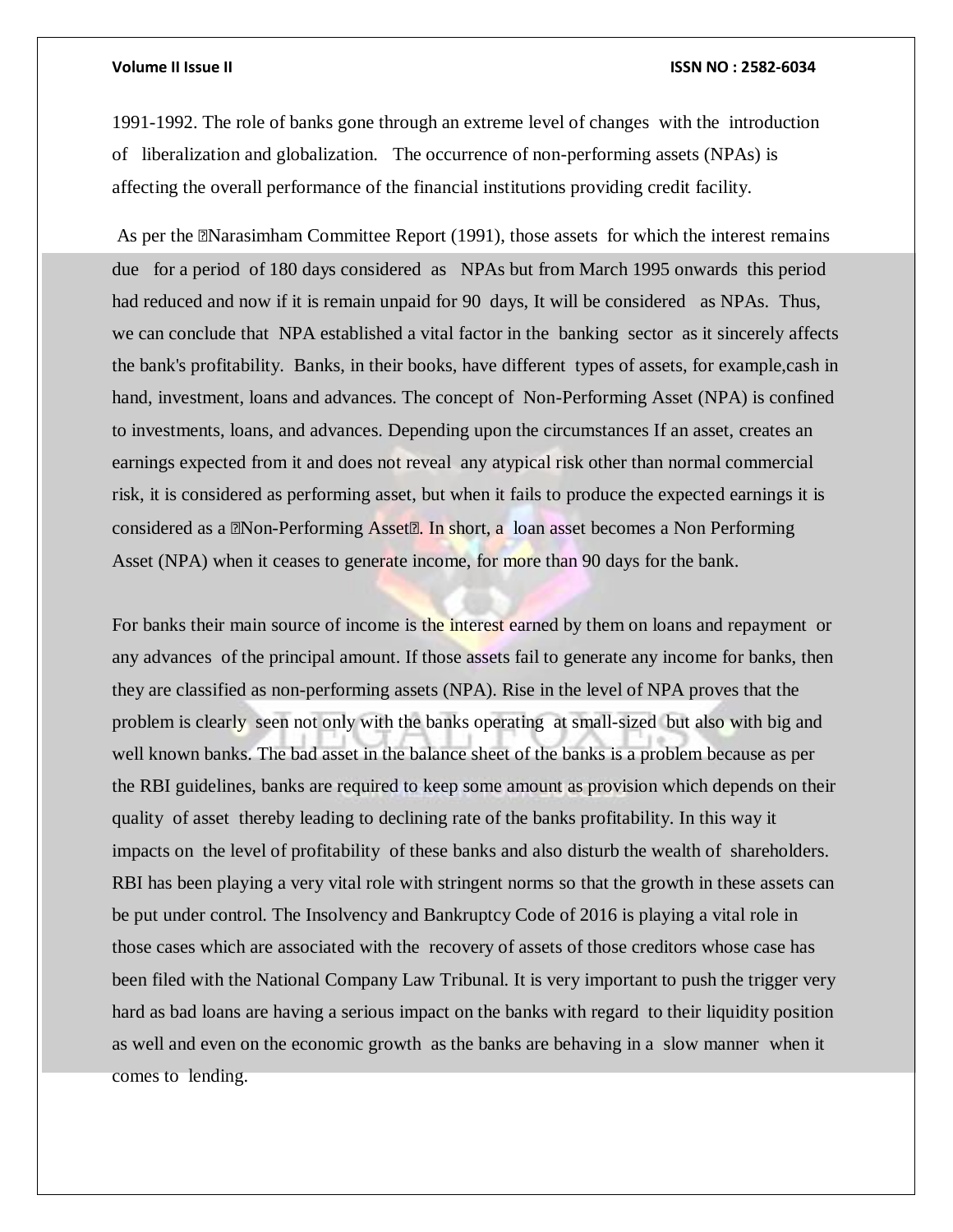1991-1992. The role of banks gone through an extreme level of changes with the introduction of liberalization and globalization. The occurrence of non-performing assets (NPAs) is affecting the overall performance of the financial institutions providing credit facility.

As per the Narasimham Committee Report (1991), those assets for which the interest remains due for a period of 180 days considered as NPAs but from March 1995 onwards this period had reduced and now if it is remain unpaid for 90 days, It will be considered as NPAs. Thus, we can conclude that NPA established a vital factor in the banking sector as it sincerely affects the bank's profitability. Banks, in their books, have different types of assets, for example,cash in hand, investment, loans and advances. The concept of Non-Performing Asset (NPA) is confined to investments, loans, and advances. Depending upon the circumstances If an asset, creates an earnings expected from it and does not reveal any atypical risk other than normal commercial risk, it is considered as performing asset, but when it fails to produce the expected earnings it is considered as a Non-Performing Asset. In short, a loan asset becomes a Non Performing Asset (NPA) when it ceases to generate income, for more than 90 days for the bank.

For banks their main source of income is the interest earned by them on loans and repayment or any advances of the principal amount. If those assets fail to generate any income for banks, then they are classified as non-performing assets (NPA). Rise in the level of NPA proves that the problem is clearly seen not only with the banks operating at small-sized but also with big and well known banks. The bad asset in the balance sheet of the banks is a problem because as per the RBI guidelines, banks are required to keep some amount as provision which depends on their quality of asset thereby leading to declining rate of the banks profitability. In this way it impacts on the level of profitability of these banks and also disturb the wealth of shareholders. RBI has been playing a very vital role with stringent norms so that the growth in these assets can be put under control. The Insolvency and Bankruptcy Code of 2016 is playing a vital role in those cases which are associated with the recovery of assets of those creditors whose case has been filed with the National Company Law Tribunal. It is very important to push the trigger very hard as bad loans are having a serious impact on the banks with regard to their liquidity position as well and even on the economic growth as the banks are behaving in a slow manner when it comes to lending.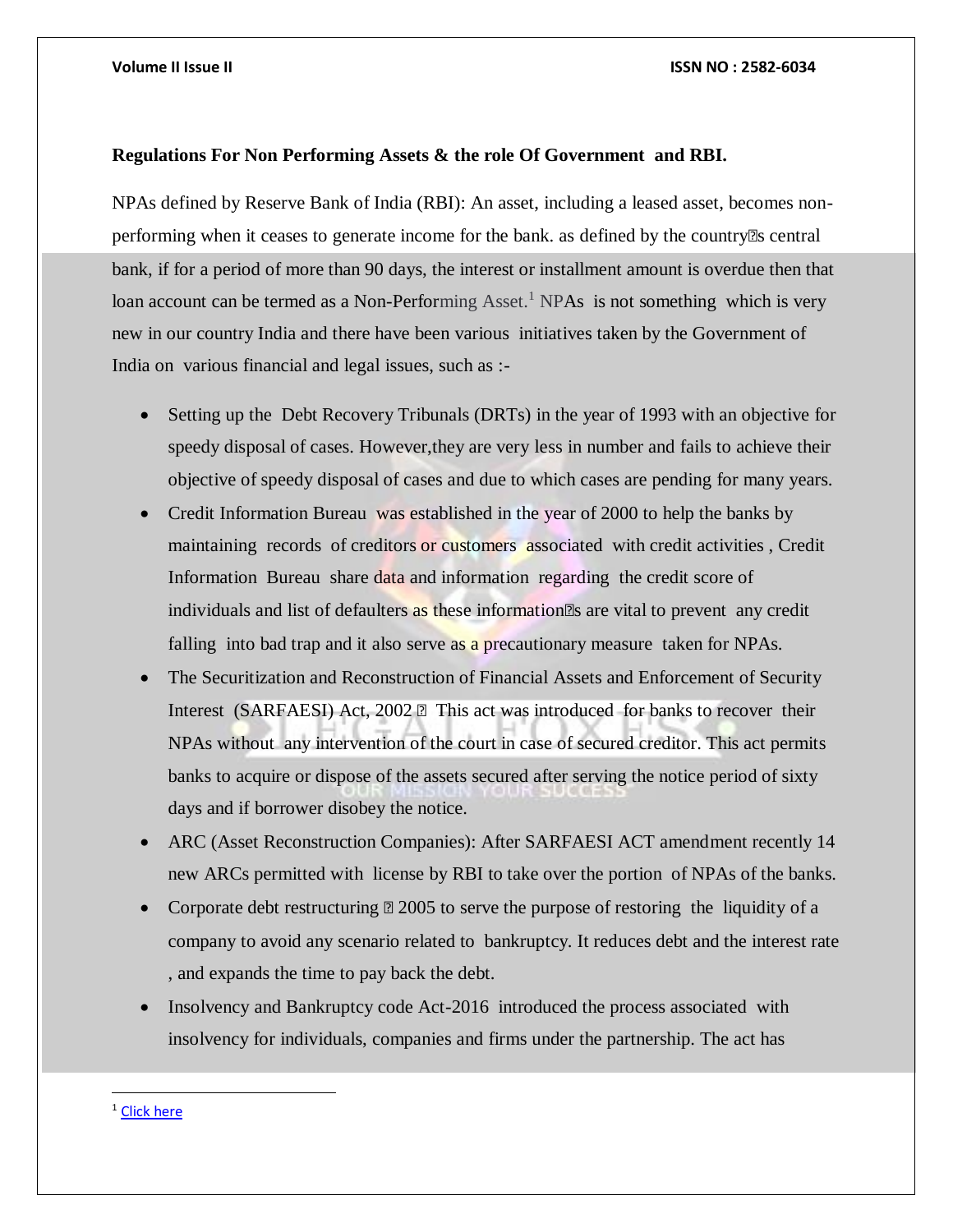**Regulations For Non Performing Assets & the role Of Government and RBI.**

NPAs defined by Reserve Bank of India (RBI): An asset, including a leased asset, becomes non-performing when it ceases to generate income for the bank. as defined by the country's central bank, if for a period of more than 90 days, the interest or installment amount is overdue then that loan account can be termed as a Non-Performing Asset.[1] NPAs is not something which is very new in our country India and there have been various initiatives taken by the Government of India on various financial and legal issues, such as :-

- Setting up the Debt Recovery Tribunals (DRTs) in the year of 1993 with an objective for speedy disposal of cases. However,they are very less in number and fails to achieve their objective of speedy disposal of cases and due to which cases are pending for many years.
- Credit Information Bureau was established in the year of 2000 to help the banks by maintaining records of creditors or customers associated with credit activities , Credit Information Bureau share data and information regarding the credit score of individuals and list of defaulters as these information's are vital to prevent any credit falling into bad trap and it also serve as a precautionary measure taken for NPAs.
- The Securitization and Reconstruction of Financial Assets and Enforcement of Security Interest (SARFAESI) Act, 2002 – This act was introduced for banks to recover their NPAs without any intervention of the court in case of secured creditor. This act permits banks to acquire or dispose of the assets secured after serving the notice period of sixty days and if borrower disobey the notice.
- ARC (Asset Reconstruction Companies): After SARFAESI ACT amendment recently 14 new ARCs permitted with license by RBI to take over the portion of NPAs of the banks.
- Corporate debt restructuring – 2005 to serve the purpose of restoring the liquidity of a company to avoid any scenario related to bankruptcy. It reduces debt and the interest rate , and expands the time to pay back the debt.
- Insolvency and Bankruptcy code Act-2016 introduced the process associated with insolvency for individuals, companies and firms under the partnership. The act has

---

[1] Click here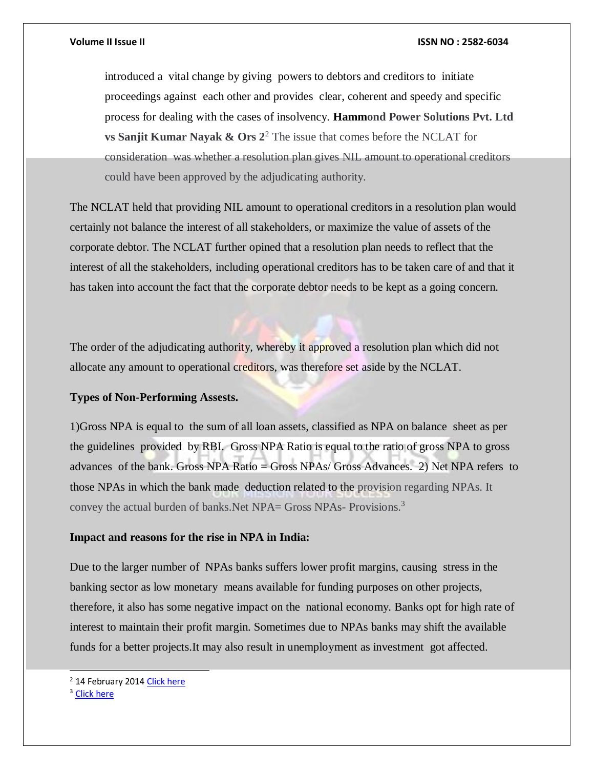introduced a vital change by giving powers to debtors and creditors to initiate proceedings against each other and provides clear, coherent and speedy and specific process for dealing with the cases of insolvency. **Hammond Power Solutions Pvt. Ltd vs Sanjit Kumar Nayak & Ors 2**[2] The issue that comes before the NCLAT for consideration was whether a resolution plan gives NIL amount to operational creditors could have been approved by the adjudicating authority.

The NCLAT held that providing NIL amount to operational creditors in a resolution plan would certainly not balance the interest of all stakeholders, or maximize the value of assets of the corporate debtor. The NCLAT further opined that a resolution plan needs to reflect that the interest of all the stakeholders, including operational creditors has to be taken care of and that it has taken into account the fact that the corporate debtor needs to be kept as a going concern.

The order of the adjudicating authority, whereby it approved a resolution plan which did not allocate any amount to operational creditors, was therefore set aside by the NCLAT.

**Types of Non-Performing Assests.**

1)Gross NPA is equal to the sum of all loan assets, classified as NPA on balance sheet as per the guidelines provided by RBI. Gross NPA Ratio is equal to the ratio of gross NPA to gross advances of the bank. Gross NPA Ratio = Gross NPAs/ Gross Advances. 2) Net NPA refers to those NPAs in which the bank made deduction related to the provision regarding NPAs. It convey the actual burden of banks.Net NPA= Gross NPAs- Provisions.[3]

**Impact and reasons for the rise in NPA in India:**

Due to the larger number of NPAs banks suffers lower profit margins, causing stress in the banking sector as low monetary means available for funding purposes on other projects, therefore, it also has some negative impact on the national economy. Banks opt for high rate of interest to maintain their profit margin. Sometimes due to NPAs banks may shift the available funds for a better projects.It may also result in unemployment as investment got affected.

---

[2] 14 February 2014 Click here

[3] Click here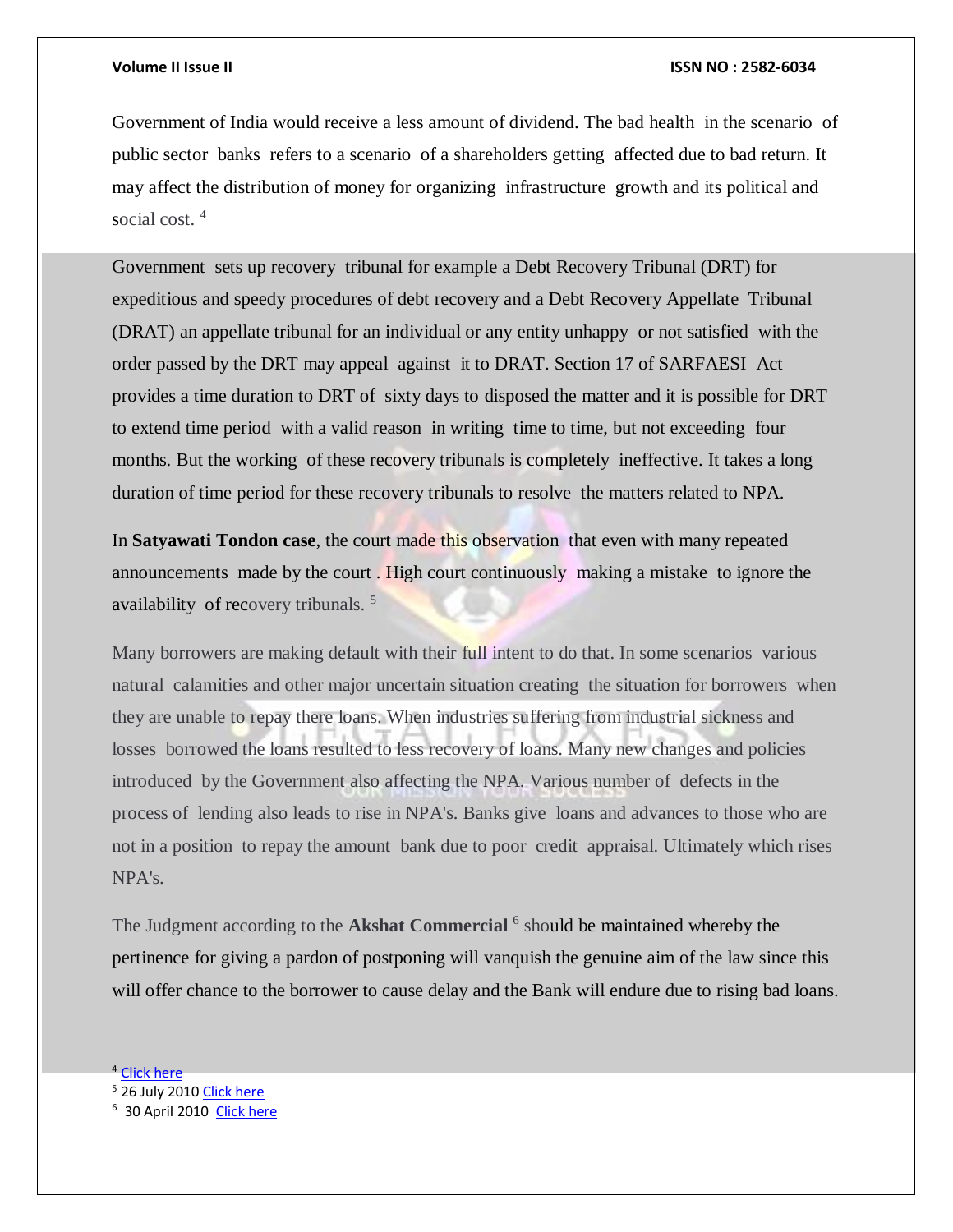Government of India would receive a less amount of dividend. The bad health in the scenario of public sector banks refers to a scenario of a shareholders getting affected due to bad return. It may affect the distribution of money for organizing infrastructure growth and its political and social cost. [4]

Government sets up recovery tribunal for example a Debt Recovery Tribunal (DRT) for expeditious and speedy procedures of debt recovery and a Debt Recovery Appellate Tribunal (DRAT) an appellate tribunal for an individual or any entity unhappy or not satisfied with the order passed by the DRT may appeal against it to DRAT. Section 17 of SARFAESI Act provides a time duration to DRT of sixty days to disposed the matter and it is possible for DRT to extend time period with a valid reason in writing time to time, but not exceeding four months. But the working of these recovery tribunals is completely ineffective. It takes a long duration of time period for these recovery tribunals to resolve the matters related to NPA.

In **Satyawati Tondon case**, the court made this observation that even with many repeated announcements made by the court . High court continuously making a mistake to ignore the availability of recovery tribunals. [5]

Many borrowers are making default with their full intent to do that. In some scenarios various natural calamities and other major uncertain situation creating the situation for borrowers when they are unable to repay there loans. When industries suffering from industrial sickness and losses borrowed the loans resulted to less recovery of loans. Many new changes and policies introduced by the Government also affecting the NPA. Various number of defects in the process of lending also leads to rise in NPA's. Banks give loans and advances to those who are not in a position to repay the amount bank due to poor credit appraisal. Ultimately which rises NPA's.

The Judgment according to the **Akshat Commercial** [6] should be maintained whereby the pertinence for giving a pardon of postponing will vanquish the genuine aim of the law since this will offer chance to the borrower to cause delay and the Bank will endure due to rising bad loans.

---

[4] Click here

[5] 26 July 2010 Click here

[6] 30 April 2010 Click here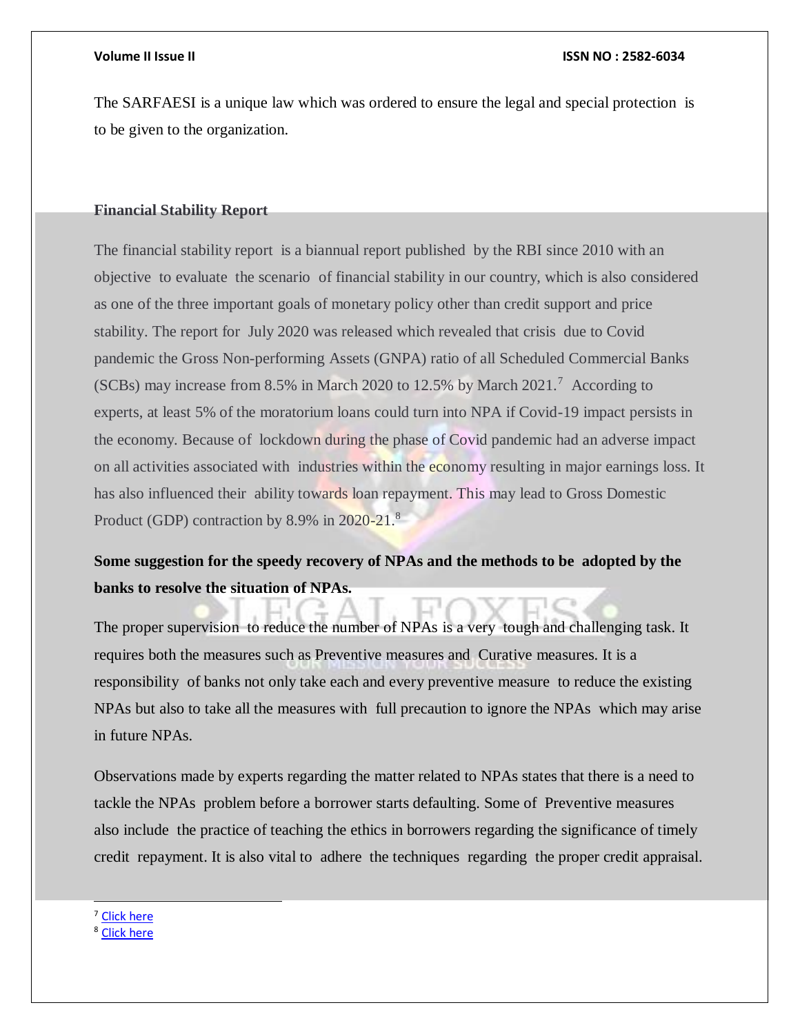The SARFAESI is a unique law which was ordered to ensure the legal and special protection is to be given to the organization.

**Financial Stability Report**

The financial stability report is a biannual report published by the RBI since 2010 with an objective to evaluate the scenario of financial stability in our country, which is also considered as one of the three important goals of monetary policy other than credit support and price stability. The report for July 2020 was released which revealed that crisis due to Covid pandemic the Gross Non-performing Assets (GNPA) ratio of all Scheduled Commercial Banks (SCBs) may increase from 8.5% in March 2020 to 12.5% by March 2021.[7] According to experts, at least 5% of the moratorium loans could turn into NPA if Covid-19 impact persists in the economy. Because of lockdown during the phase of Covid pandemic had an adverse impact on all activities associated with industries within the economy resulting in major earnings loss. It has also influenced their ability towards loan repayment. This may lead to Gross Domestic Product (GDP) contraction by 8.9% in 2020-21.[8]

**Some suggestion for the speedy recovery of NPAs and the methods to be adopted by the banks to resolve the situation of NPAs.**

The proper supervision to reduce the number of NPAs is a very tough and challenging task. It requires both the measures such as Preventive measures and Curative measures. It is a responsibility of banks not only take each and every preventive measure to reduce the existing NPAs but also to take all the measures with full precaution to ignore the NPAs which may arise in future NPAs.

Observations made by experts regarding the matter related to NPAs states that there is a need to tackle the NPAs problem before a borrower starts defaulting. Some of Preventive measures also include the practice of teaching the ethics in borrowers regarding the significance of timely credit repayment. It is also vital to adhere the techniques regarding the proper credit appraisal.

---

[7] Click here

[8] Click here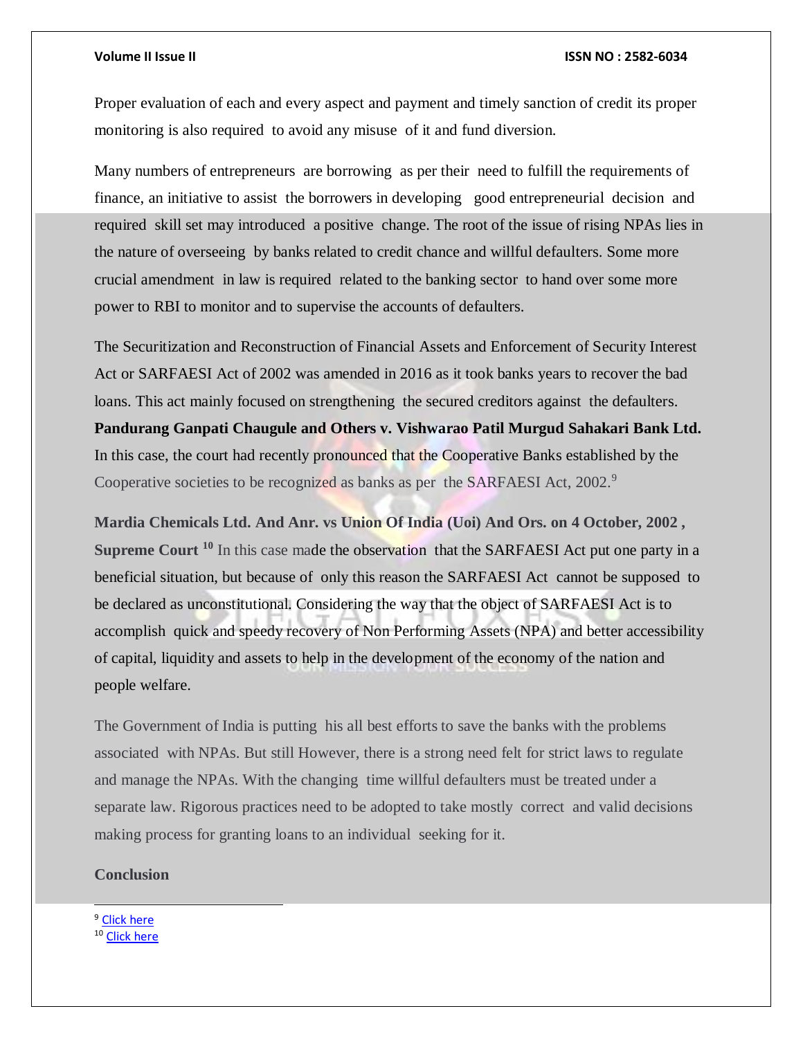Proper evaluation of each and every aspect and payment and timely sanction of credit its proper monitoring is also required to avoid any misuse of it and fund diversion.

Many numbers of entrepreneurs are borrowing as per their need to fulfill the requirements of finance, an initiative to assist the borrowers in developing good entrepreneurial decision and required skill set may introduced a positive change. The root of the issue of rising NPAs lies in the nature of overseeing by banks related to credit chance and willful defaulters. Some more crucial amendment in law is required related to the banking sector to hand over some more power to RBI to monitor and to supervise the accounts of defaulters.

The Securitization and Reconstruction of Financial Assets and Enforcement of Security Interest Act or SARFAESI Act of 2002 was amended in 2016 as it took banks years to recover the bad loans. This act mainly focused on strengthening the secured creditors against the defaulters. **Pandurang Ganpati Chaugule and Others v. Vishwarao Patil Murgud Sahakari Bank Ltd.** In this case, the court had recently pronounced that the Cooperative Banks established by the Cooperative societies to be recognized as banks as per the SARFAESI Act, 2002.[9]

**Mardia Chemicals Ltd. And Anr. vs Union Of India (Uoi) And Ors. on 4 October, 2002 , Supreme Court** [10] In this case made the observation that the SARFAESI Act put one party in a beneficial situation, but because of only this reason the SARFAESI Act cannot be supposed to be declared as unconstitutional. Considering the way that the object of SARFAESI Act is to accomplish quick and speedy recovery of Non Performing Assets (NPA) and better accessibility of capital, liquidity and assets to help in the development of the economy of the nation and people welfare.

The Government of India is putting his all best efforts to save the banks with the problems associated with NPAs. But still However, there is a strong need felt for strict laws to regulate and manage the NPAs. With the changing time willful defaulters must be treated under a separate law. Rigorous practices need to be adopted to take mostly correct and valid decisions making process for granting loans to an individual seeking for it.

**Conclusion**

---

[9] Click here

[10] Click here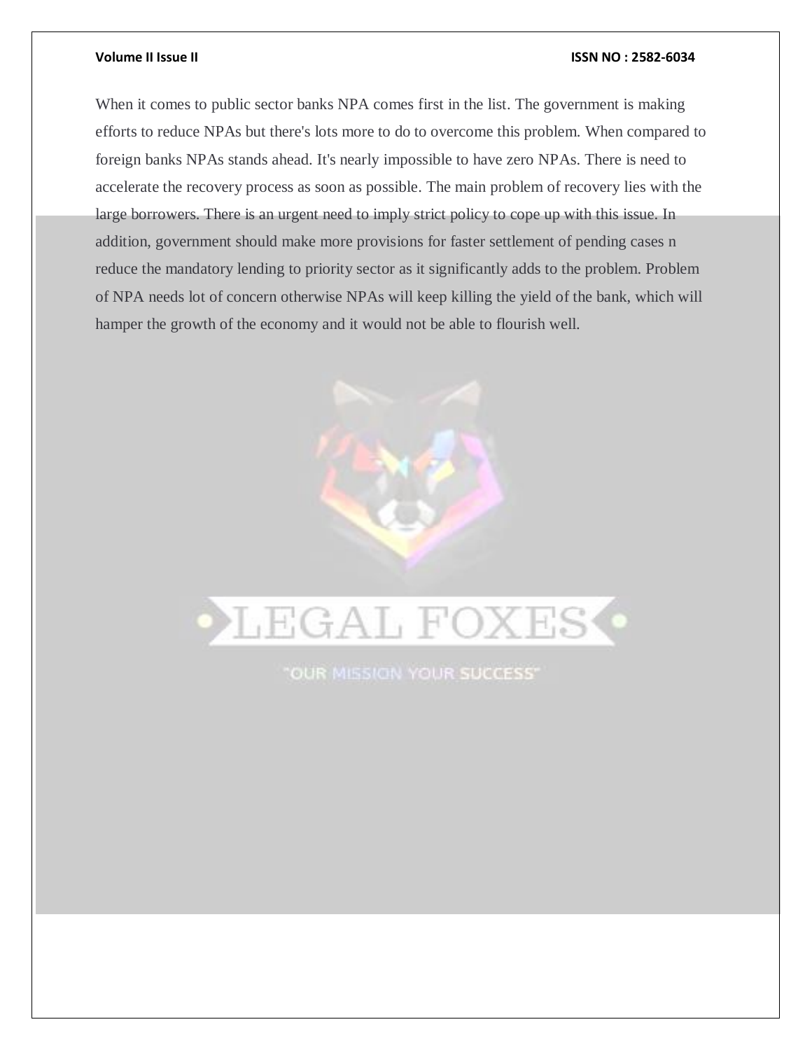When it comes to public sector banks NPA comes first in the list. The government is making efforts to reduce NPAs but there's lots more to do to overcome this problem. When compared to foreign banks NPAs stands ahead. It's nearly impossible to have zero NPAs. There is need to accelerate the recovery process as soon as possible. The main problem of recovery lies with the large borrowers. There is an urgent need to imply strict policy to cope up with this issue. In addition, government should make more provisions for faster settlement of pending cases n reduce the mandatory lending to priority sector as it significantly adds to the problem. Problem of NPA needs lot of concern otherwise NPAs will keep killing the yield of the bank, which will hamper the growth of the economy and it would not be able to flourish well.